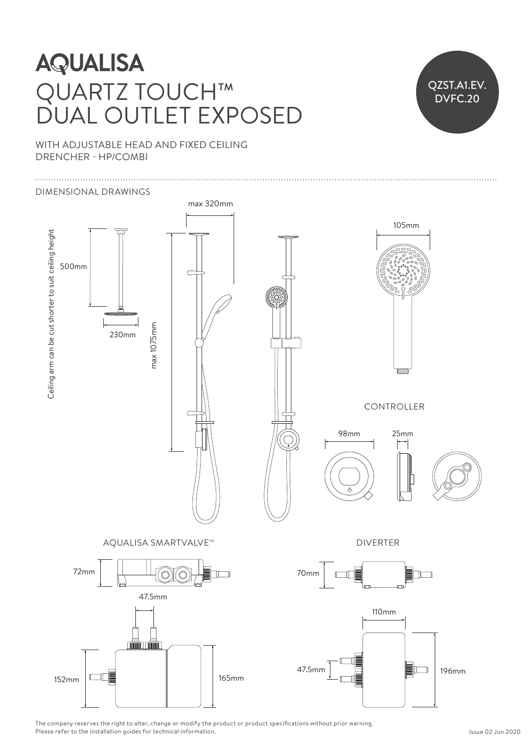# AQUALISA

# QUARTZ TOUCH™ DUAL OUTLET EXPOSED

QZST.A1.EV.DVFC.20

WITH ADJUSTABLE HEAD AND FIXED CEILING DRENCHER - HP/COMBI

DIMENSIONAL DRAWINGS

Ceiling arm can be cut shorter to suit ceiling height

500mm

230mm

max 320mm

max 1075mm

105mm

CONTROLLER

98mm

25mm

AQUALISA SMARTVALVE™

72mm

47.5mm

152mm

165mm

DIVERTER

70mm

110mm

47.5mm

196mm

The company reserves the right to alter, change or modify the product or product specifications without prior warning.
Please refer to the installation guides for technical information.

Issue 02 Jun 2020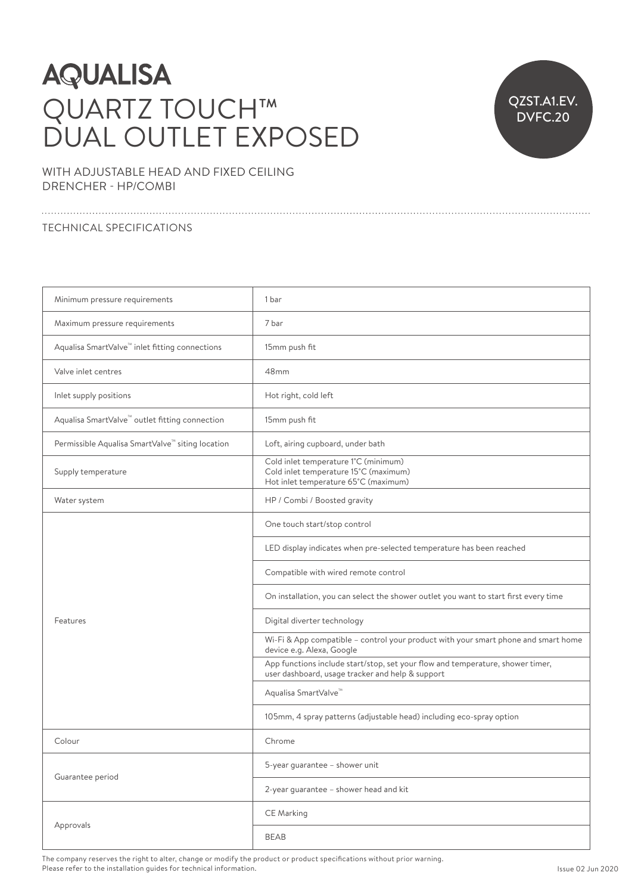# AQUALISA

# QUARTZ TOUCH™ DUAL OUTLET EXPOSED

QZST.A1.EV.DVFC.20

WITH ADJUSTABLE HEAD AND FIXED CEILING DRENCHER - HP/COMBI

TECHNICAL SPECIFICATIONS

| | |
|---|---|
| Minimum pressure requirements | 1 bar |
| Maximum pressure requirements | 7 bar |
| Aqualisa SmartValve™ inlet fitting connections | 15mm push fit |
| Valve inlet centres | 48mm |
| Inlet supply positions | Hot right, cold left |
| Aqualisa SmartValve™ outlet fitting connection | 15mm push fit |
| Permissible Aqualisa SmartValve™ siting location | Loft, airing cupboard, under bath |
| Supply temperature | Cold inlet temperature 1°C (minimum)<br>Cold inlet temperature 15°C (maximum)<br>Hot inlet temperature 65°C (maximum) |
| Water system | HP / Combi / Boosted gravity |
| Features | One touch start/stop control |
| | LED display indicates when pre-selected temperature has been reached |
| | Compatible with wired remote control |
| | On installation, you can select the shower outlet you want to start first every time |
| | Digital diverter technology |
| | Wi-Fi & App compatible – control your product with your smart phone and smart home device e.g. Alexa, Google |
| | App functions include start/stop, set your flow and temperature, shower timer, user dashboard, usage tracker and help & support |
| | Aqualisa SmartValve™ |
| | 105mm, 4 spray patterns (adjustable head) including eco-spray option |
| Colour | Chrome |
| Guarantee period | 5-year guarantee – shower unit |
| | 2-year guarantee – shower head and kit |
| Approvals | CE Marking |
| | BEAB |

The company reserves the right to alter, change or modify the product or product specifications without prior warning.
Please refer to the installation guides for technical information.

Issue 02 Jun 2020